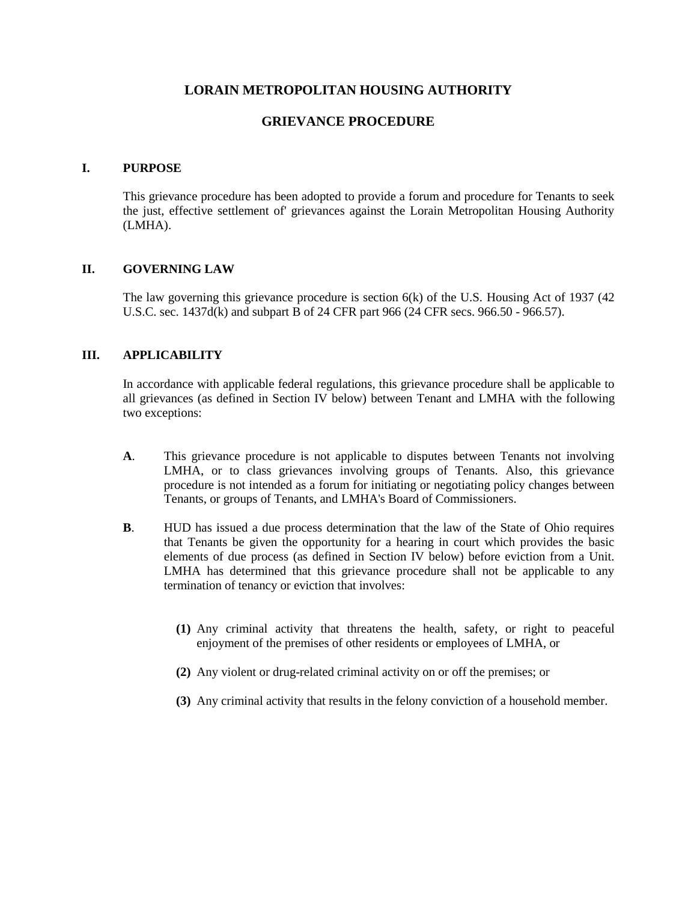# LORAIN METROPOLITAN HOUSING AUTHORITY

# GRIEVANCE PROCEDURE

## I. PURPOSE

This grievance procedure has been adopted to provide a forum and procedure for Tenants to seek the just, effective settlement of' grievances against the Lorain Metropolitan Housing Authority (LMHA).

## II. GOVERNING LAW

The law governing this grievance procedure is section 6(k) of the U.S. Housing Act of 1937 (42 U.S.C. sec. 1437d(k) and subpart B of 24 CFR part 966 (24 CFR secs. 966.50 - 966.57).

## III. APPLICABILITY

In accordance with applicable federal regulations, this grievance procedure shall be applicable to all grievances (as defined in Section IV below) between Tenant and LMHA with the following two exceptions:

**A**. This grievance procedure is not applicable to disputes between Tenants not involving LMHA, or to class grievances involving groups of Tenants. Also, this grievance procedure is not intended as a forum for initiating or negotiating policy changes between Tenants, or groups of Tenants, and LMHA's Board of Commissioners.

**B**. HUD has issued a due process determination that the law of the State of Ohio requires that Tenants be given the opportunity for a hearing in court which provides the basic elements of due process (as defined in Section IV below) before eviction from a Unit. LMHA has determined that this grievance procedure shall not be applicable to any termination of tenancy or eviction that involves:

**(1)** Any criminal activity that threatens the health, safety, or right to peaceful enjoyment of the premises of other residents or employees of LMHA, or

**(2)** Any violent or drug-related criminal activity on or off the premises; or

**(3)** Any criminal activity that results in the felony conviction of a household member.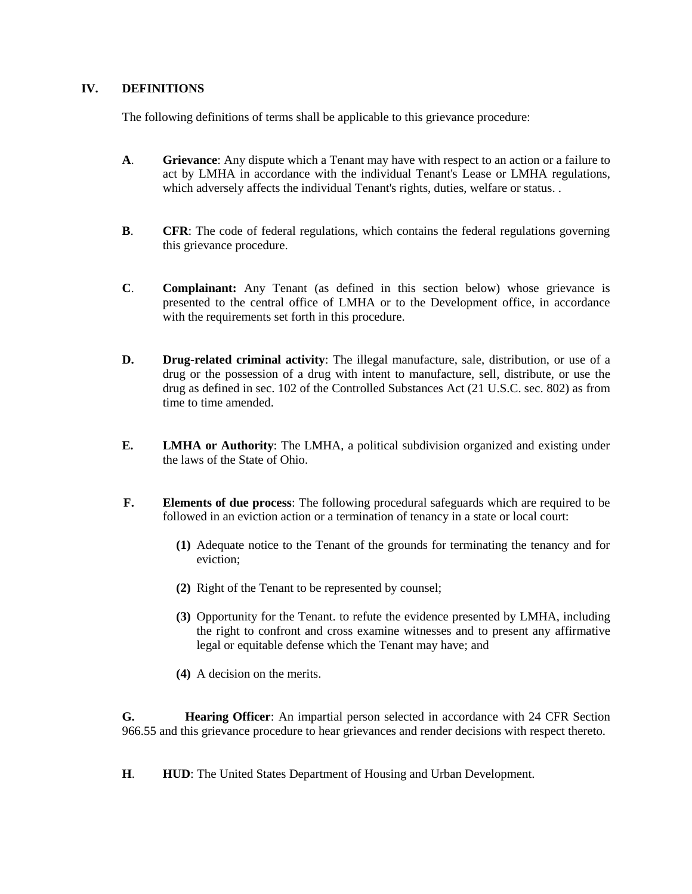## IV. DEFINITIONS

The following definitions of terms shall be applicable to this grievance procedure:

**A**. **Grievance**: Any dispute which a Tenant may have with respect to an action or a failure to act by LMHA in accordance with the individual Tenant's Lease or LMHA regulations, which adversely affects the individual Tenant's rights, duties, welfare or status. .

**B**. **CFR**: The code of federal regulations, which contains the federal regulations governing this grievance procedure.

**C**. **Complainant:** Any Tenant (as defined in this section below) whose grievance is presented to the central office of LMHA or to the Development office, in accordance with the requirements set forth in this procedure.

**D.** **Drug-related criminal activity**: The illegal manufacture, sale, distribution, or use of a drug or the possession of a drug with intent to manufacture, sell, distribute, or use the drug as defined in sec. 102 of the Controlled Substances Act (21 U.S.C. sec. 802) as from time to time amended.

**E.** **LMHA or Authority**: The LMHA, a political subdivision organized and existing under the laws of the State of Ohio.

**F.** **Elements of due process**: The following procedural safeguards which are required to be followed in an eviction action or a termination of tenancy in a state or local court:

- **(1)** Adequate notice to the Tenant of the grounds for terminating the tenancy and for eviction;
- **(2)** Right of the Tenant to be represented by counsel;
- **(3)** Opportunity for the Tenant. to refute the evidence presented by LMHA, including the right to confront and cross examine witnesses and to present any affirmative legal or equitable defense which the Tenant may have; and
- **(4)** A decision on the merits.

**G.** **Hearing Officer**: An impartial person selected in accordance with 24 CFR Section 966.55 and this grievance procedure to hear grievances and render decisions with respect thereto.

**H**. **HUD**: The United States Department of Housing and Urban Development.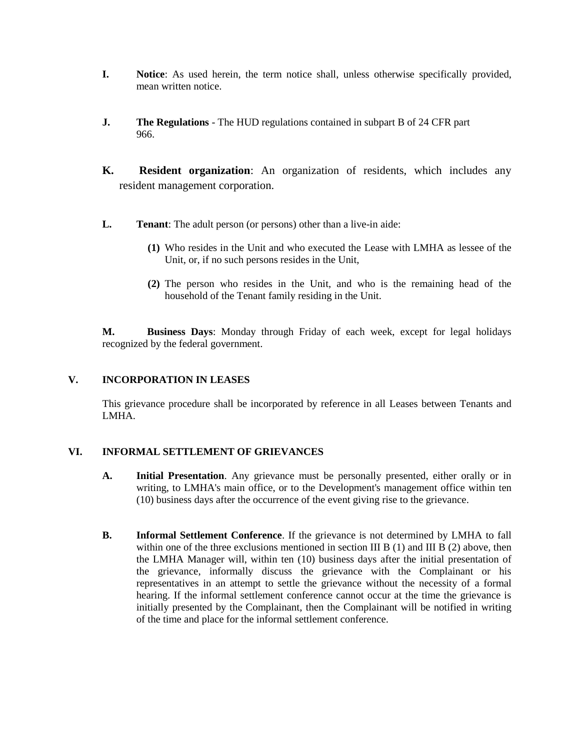**I.** **Notice**: As used herein, the term notice shall, unless otherwise specifically provided, mean written notice.

**J.** **The Regulations** - The HUD regulations contained in subpart B of 24 CFR part 966.

**K.** **Resident organization**: An organization of residents, which includes any resident management corporation.

**L.** **Tenant**: The adult person (or persons) other than a live-in aide:

> **(1)** Who resides in the Unit and who executed the Lease with LMHA as lessee of the Unit, or, if no such persons resides in the Unit,
>
> **(2)** The person who resides in the Unit, and who is the remaining head of the household of the Tenant family residing in the Unit.

**M.** **Business Days**: Monday through Friday of each week, except for legal holidays recognized by the federal government.

## V. INCORPORATION IN LEASES

This grievance procedure shall be incorporated by reference in all Leases between Tenants and LMHA.

## VI. INFORMAL SETTLEMENT OF GRIEVANCES

**A.** **Initial Presentation**. Any grievance must be personally presented, either orally or in writing, to LMHA's main office, or to the Development's management office within ten (10) business days after the occurrence of the event giving rise to the grievance.

**B.** **Informal Settlement Conference**. If the grievance is not determined by LMHA to fall within one of the three exclusions mentioned in section III B (1) and III B (2) above, then the LMHA Manager will, within ten (10) business days after the initial presentation of the grievance, informally discuss the grievance with the Complainant or his representatives in an attempt to settle the grievance without the necessity of a formal hearing. If the informal settlement conference cannot occur at the time the grievance is initially presented by the Complainant, then the Complainant will be notified in writing of the time and place for the informal settlement conference.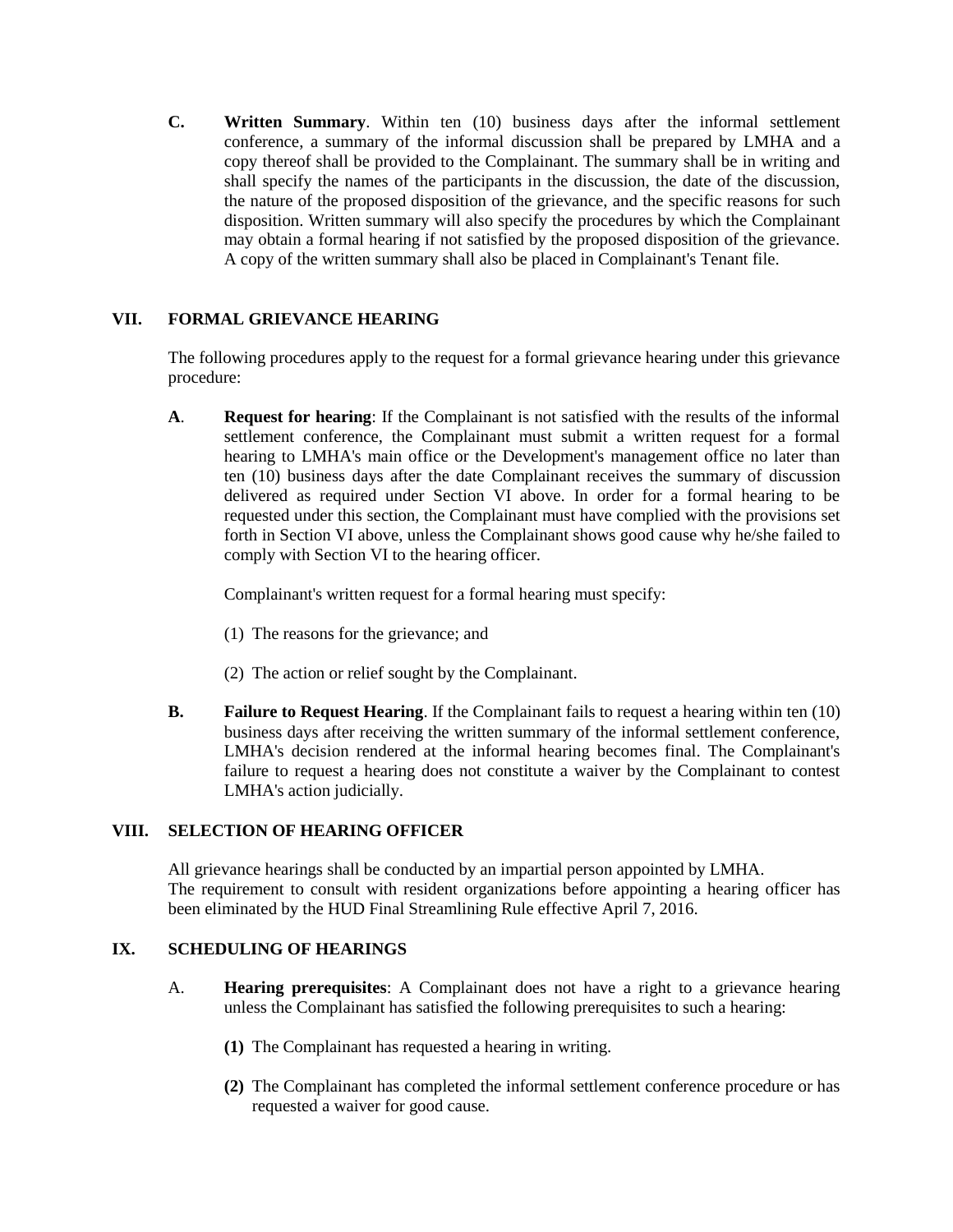**C.** **Written Summary**. Within ten (10) business days after the informal settlement conference, a summary of the informal discussion shall be prepared by LMHA and a copy thereof shall be provided to the Complainant. The summary shall be in writing and shall specify the names of the participants in the discussion, the date of the discussion, the nature of the proposed disposition of the grievance, and the specific reasons for such disposition. Written summary will also specify the procedures by which the Complainant may obtain a formal hearing if not satisfied by the proposed disposition of the grievance. A copy of the written summary shall also be placed in Complainant's Tenant file.

## VII. FORMAL GRIEVANCE HEARING

The following procedures apply to the request for a formal grievance hearing under this grievance procedure:

**A**. **Request for hearing**: If the Complainant is not satisfied with the results of the informal settlement conference, the Complainant must submit a written request for a formal hearing to LMHA's main office or the Development's management office no later than ten (10) business days after the date Complainant receives the summary of discussion delivered as required under Section VI above. In order for a formal hearing to be requested under this section, the Complainant must have complied with the provisions set forth in Section VI above, unless the Complainant shows good cause why he/she failed to comply with Section VI to the hearing officer.

Complainant's written request for a formal hearing must specify:

(1) The reasons for the grievance; and

(2) The action or relief sought by the Complainant.

**B.** **Failure to Request Hearing**. If the Complainant fails to request a hearing within ten (10) business days after receiving the written summary of the informal settlement conference, LMHA's decision rendered at the informal hearing becomes final. The Complainant's failure to request a hearing does not constitute a waiver by the Complainant to contest LMHA's action judicially.

## VIII. SELECTION OF HEARING OFFICER

All grievance hearings shall be conducted by an impartial person appointed by LMHA.
The requirement to consult with resident organizations before appointing a hearing officer has been eliminated by the HUD Final Streamlining Rule effective April 7, 2016.

## IX. SCHEDULING OF HEARINGS

A. **Hearing prerequisites**: A Complainant does not have a right to a grievance hearing unless the Complainant has satisfied the following prerequisites to such a hearing:

**(1)** The Complainant has requested a hearing in writing.

**(2)** The Complainant has completed the informal settlement conference procedure or has requested a waiver for good cause.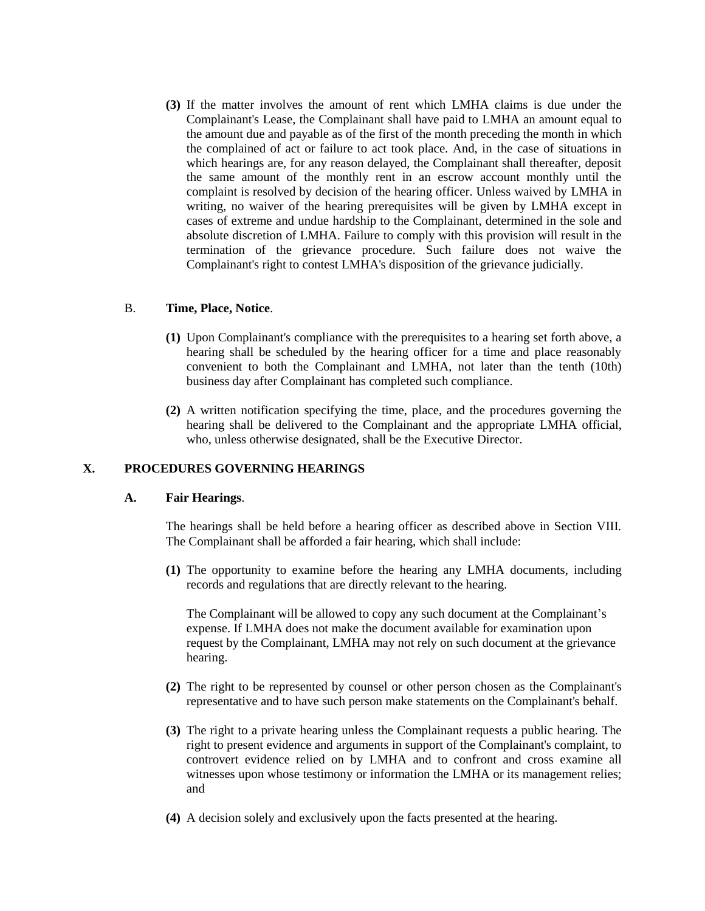**(3)** If the matter involves the amount of rent which LMHA claims is due under the Complainant's Lease, the Complainant shall have paid to LMHA an amount equal to the amount due and payable as of the first of the month preceding the month in which the complained of act or failure to act took place. And, in the case of situations in which hearings are, for any reason delayed, the Complainant shall thereafter, deposit the same amount of the monthly rent in an escrow account monthly until the complaint is resolved by decision of the hearing officer. Unless waived by LMHA in writing, no waiver of the hearing prerequisites will be given by LMHA except in cases of extreme and undue hardship to the Complainant, determined in the sole and absolute discretion of LMHA. Failure to comply with this provision will result in the termination of the grievance procedure. Such failure does not waive the Complainant's right to contest LMHA's disposition of the grievance judicially.

B. **Time, Place, Notice**.

**(1)** Upon Complainant's compliance with the prerequisites to a hearing set forth above, a hearing shall be scheduled by the hearing officer for a time and place reasonably convenient to both the Complainant and LMHA, not later than the tenth (10th) business day after Complainant has completed such compliance.

**(2)** A written notification specifying the time, place, and the procedures governing the hearing shall be delivered to the Complainant and the appropriate LMHA official, who, unless otherwise designated, shall be the Executive Director.

## X. PROCEDURES GOVERNING HEARINGS

**A. Fair Hearings**.

The hearings shall be held before a hearing officer as described above in Section VIII. The Complainant shall be afforded a fair hearing, which shall include:

**(1)** The opportunity to examine before the hearing any LMHA documents, including records and regulations that are directly relevant to the hearing.

The Complainant will be allowed to copy any such document at the Complainant's expense. If LMHA does not make the document available for examination upon request by the Complainant, LMHA may not rely on such document at the grievance hearing.

**(2)** The right to be represented by counsel or other person chosen as the Complainant's representative and to have such person make statements on the Complainant's behalf.

**(3)** The right to a private hearing unless the Complainant requests a public hearing. The right to present evidence and arguments in support of the Complainant's complaint, to controvert evidence relied on by LMHA and to confront and cross examine all witnesses upon whose testimony or information the LMHA or its management relies; and

**(4)** A decision solely and exclusively upon the facts presented at the hearing.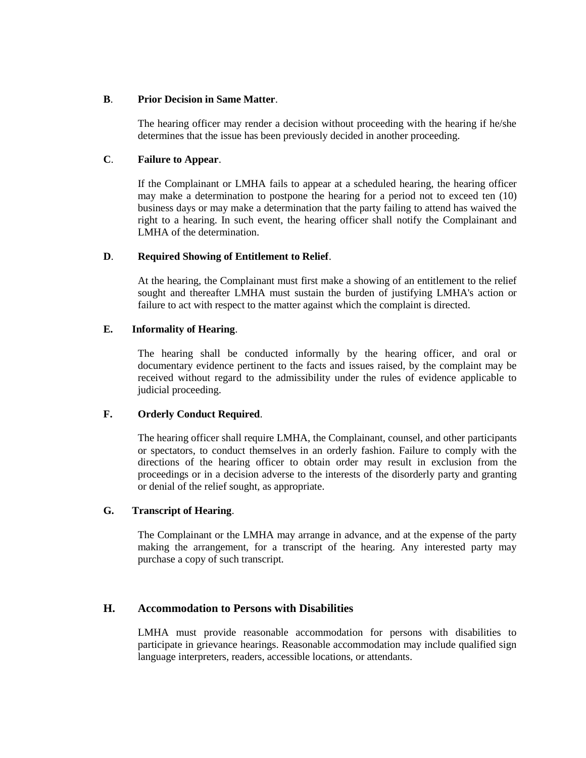**B**. **Prior Decision in Same Matter**.

The hearing officer may render a decision without proceeding with the hearing if he/she determines that the issue has been previously decided in another proceeding.

**C**. **Failure to Appear**.

If the Complainant or LMHA fails to appear at a scheduled hearing, the hearing officer may make a determination to postpone the hearing for a period not to exceed ten (10) business days or may make a determination that the party failing to attend has waived the right to a hearing. In such event, the hearing officer shall notify the Complainant and LMHA of the determination.

**D**. **Required Showing of Entitlement to Relief**.

At the hearing, the Complainant must first make a showing of an entitlement to the relief sought and thereafter LMHA must sustain the burden of justifying LMHA's action or failure to act with respect to the matter against which the complaint is directed.

**E.** **Informality of Hearing**.

The hearing shall be conducted informally by the hearing officer, and oral or documentary evidence pertinent to the facts and issues raised, by the complaint may be received without regard to the admissibility under the rules of evidence applicable to judicial proceeding.

**F.** **Orderly Conduct Required**.

The hearing officer shall require LMHA, the Complainant, counsel, and other participants or spectators, to conduct themselves in an orderly fashion. Failure to comply with the directions of the hearing officer to obtain order may result in exclusion from the proceedings or in a decision adverse to the interests of the disorderly party and granting or denial of the relief sought, as appropriate.

**G.** **Transcript of Hearing**.

The Complainant or the LMHA may arrange in advance, and at the expense of the party making the arrangement, for a transcript of the hearing. Any interested party may purchase a copy of such transcript.

### H. Accommodation to Persons with Disabilities

LMHA must provide reasonable accommodation for persons with disabilities to participate in grievance hearings. Reasonable accommodation may include qualified sign language interpreters, readers, accessible locations, or attendants.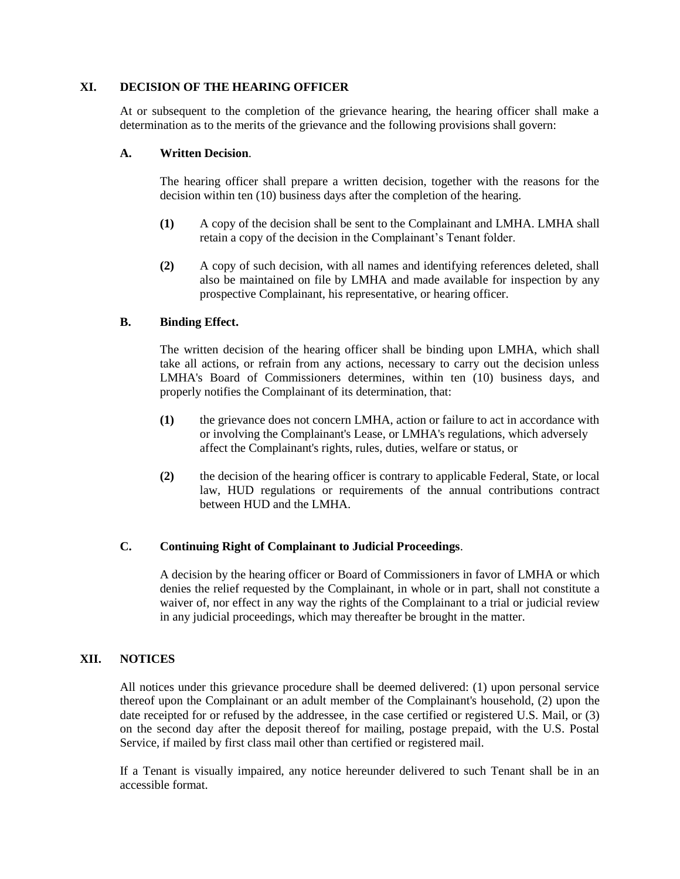## XI. DECISION OF THE HEARING OFFICER

At or subsequent to the completion of the grievance hearing, the hearing officer shall make a determination as to the merits of the grievance and the following provisions shall govern:

### A. Written Decision.

The hearing officer shall prepare a written decision, together with the reasons for the decision within ten (10) business days after the completion of the hearing.

**(1)** A copy of the decision shall be sent to the Complainant and LMHA. LMHA shall retain a copy of the decision in the Complainant's Tenant folder.

**(2)** A copy of such decision, with all names and identifying references deleted, shall also be maintained on file by LMHA and made available for inspection by any prospective Complainant, his representative, or hearing officer.

### B. Binding Effect.

The written decision of the hearing officer shall be binding upon LMHA, which shall take all actions, or refrain from any actions, necessary to carry out the decision unless LMHA's Board of Commissioners determines, within ten (10) business days, and properly notifies the Complainant of its determination, that:

**(1)** the grievance does not concern LMHA, action or failure to act in accordance with or involving the Complainant's Lease, or LMHA's regulations, which adversely affect the Complainant's rights, rules, duties, welfare or status, or

**(2)** the decision of the hearing officer is contrary to applicable Federal, State, or local law, HUD regulations or requirements of the annual contributions contract between HUD and the LMHA.

### C. Continuing Right of Complainant to Judicial Proceedings.

A decision by the hearing officer or Board of Commissioners in favor of LMHA or which denies the relief requested by the Complainant, in whole or in part, shall not constitute a waiver of, nor effect in any way the rights of the Complainant to a trial or judicial review in any judicial proceedings, which may thereafter be brought in the matter.

## XII. NOTICES

All notices under this grievance procedure shall be deemed delivered: (1) upon personal service thereof upon the Complainant or an adult member of the Complainant's household, (2) upon the date receipted for or refused by the addressee, in the case certified or registered U.S. Mail, or (3) on the second day after the deposit thereof for mailing, postage prepaid, with the U.S. Postal Service, if mailed by first class mail other than certified or registered mail.

If a Tenant is visually impaired, any notice hereunder delivered to such Tenant shall be in an accessible format.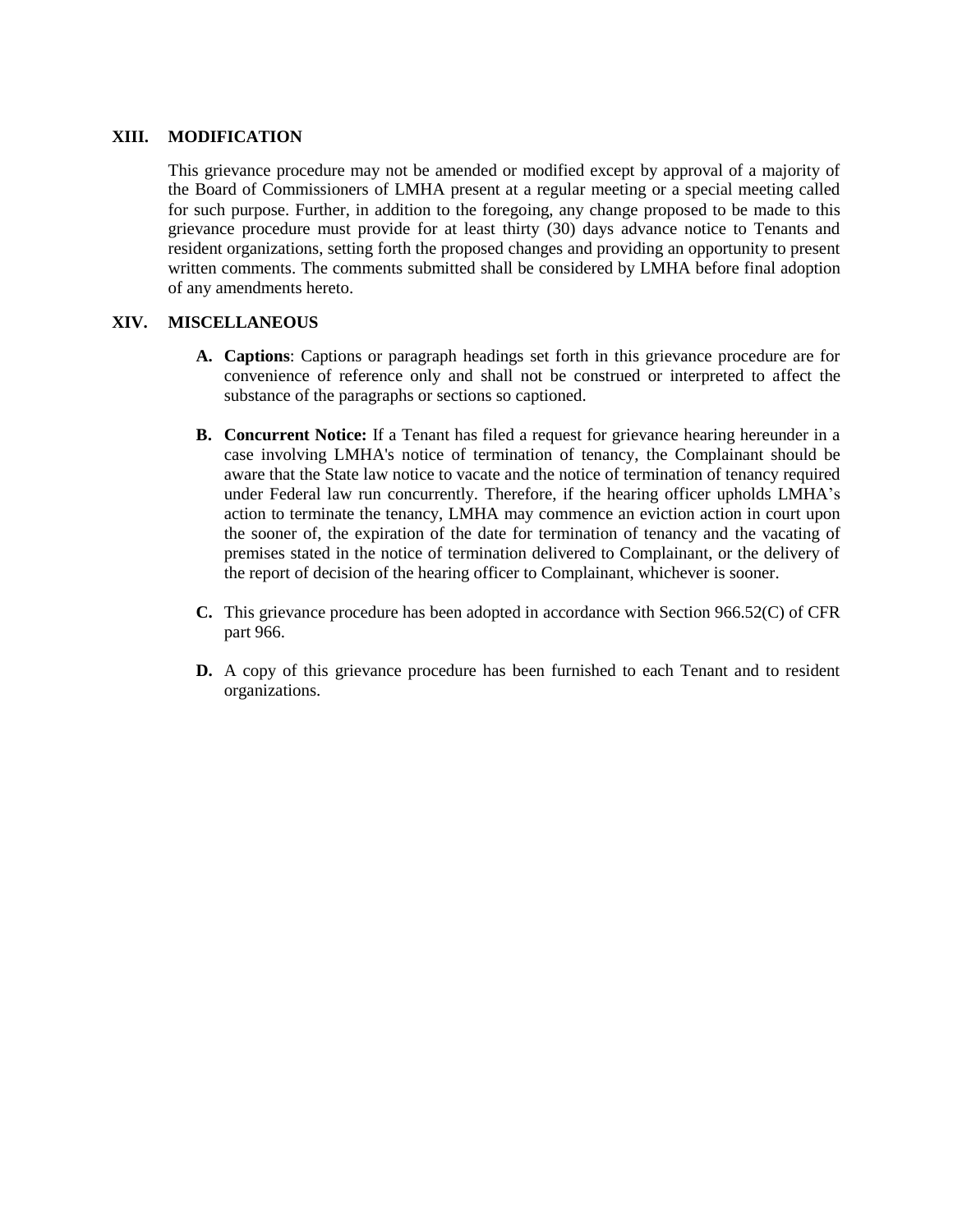## XIII. MODIFICATION

This grievance procedure may not be amended or modified except by approval of a majority of the Board of Commissioners of LMHA present at a regular meeting or a special meeting called for such purpose. Further, in addition to the foregoing, any change proposed to be made to this grievance procedure must provide for at least thirty (30) days advance notice to Tenants and resident organizations, setting forth the proposed changes and providing an opportunity to present written comments. The comments submitted shall be considered by LMHA before final adoption of any amendments hereto.

## XIV. MISCELLANEOUS

**A. Captions**: Captions or paragraph headings set forth in this grievance procedure are for convenience of reference only and shall not be construed or interpreted to affect the substance of the paragraphs or sections so captioned.

**B. Concurrent Notice:** If a Tenant has filed a request for grievance hearing hereunder in a case involving LMHA's notice of termination of tenancy, the Complainant should be aware that the State law notice to vacate and the notice of termination of tenancy required under Federal law run concurrently. Therefore, if the hearing officer upholds LMHA's action to terminate the tenancy, LMHA may commence an eviction action in court upon the sooner of, the expiration of the date for termination of tenancy and the vacating of premises stated in the notice of termination delivered to Complainant, or the delivery of the report of decision of the hearing officer to Complainant, whichever is sooner.

**C.** This grievance procedure has been adopted in accordance with Section 966.52(C) of CFR part 966.

**D.** A copy of this grievance procedure has been furnished to each Tenant and to resident organizations.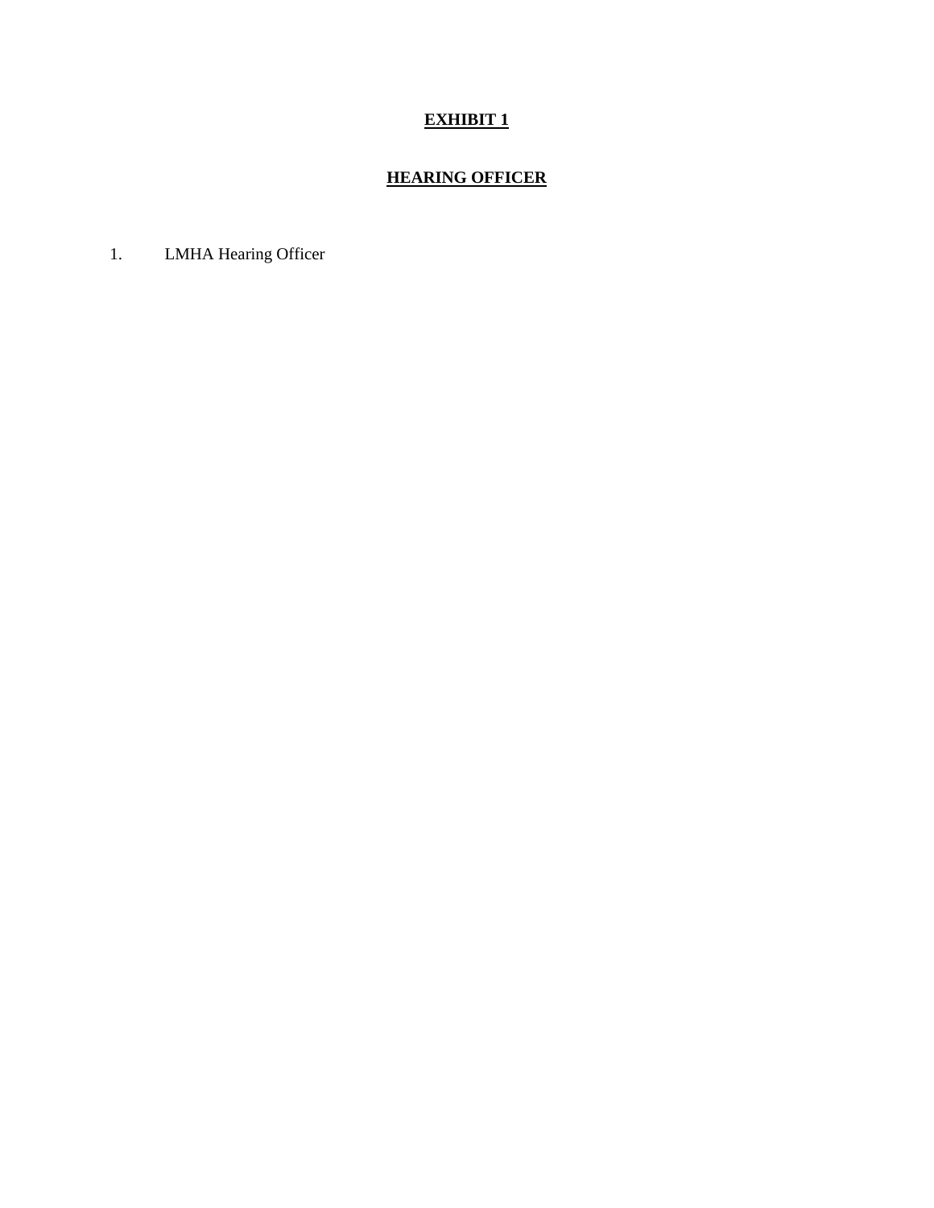**EXHIBIT 1**

**HEARING OFFICER**

1. LMHA Hearing Officer